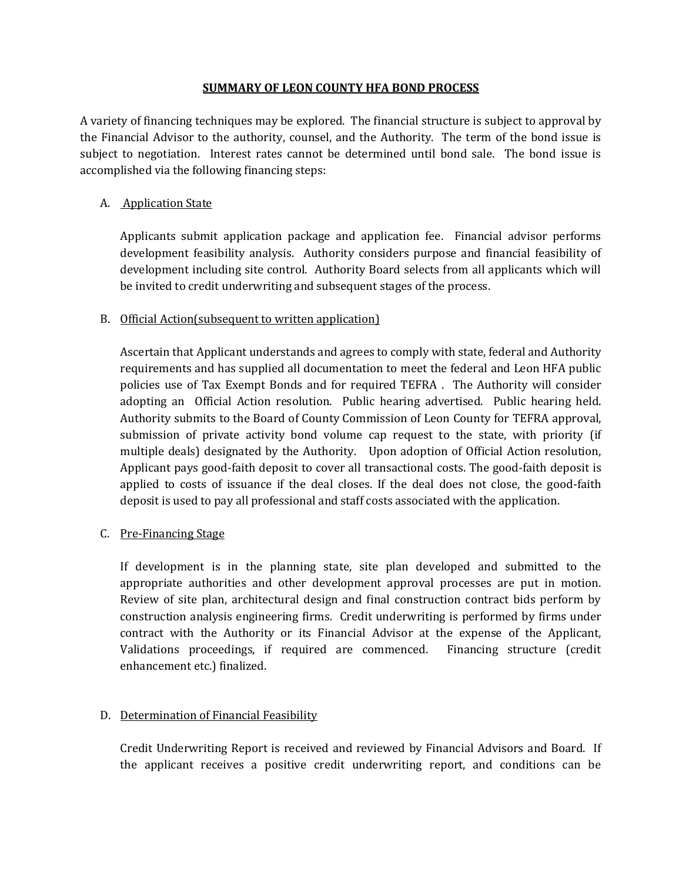# SUMMARY OF LEON COUNTY HFA BOND PROCESS

A variety of financing techniques may be explored. The financial structure is subject to approval by the Financial Advisor to the authority, counsel, and the Authority. The term of the bond issue is subject to negotiation. Interest rates cannot be determined until bond sale. The bond issue is accomplished via the following financing steps:

A. Application State

Applicants submit application package and application fee. Financial advisor performs development feasibility analysis. Authority considers purpose and financial feasibility of development including site control. Authority Board selects from all applicants which will be invited to credit underwriting and subsequent stages of the process.

B. Official Action(subsequent to written application)

Ascertain that Applicant understands and agrees to comply with state, federal and Authority requirements and has supplied all documentation to meet the federal and Leon HFA public policies use of Tax Exempt Bonds and for required TEFRA . The Authority will consider adopting an Official Action resolution. Public hearing advertised. Public hearing held. Authority submits to the Board of County Commission of Leon County for TEFRA approval, submission of private activity bond volume cap request to the state, with priority (if multiple deals) designated by the Authority. Upon adoption of Official Action resolution, Applicant pays good-faith deposit to cover all transactional costs. The good-faith deposit is applied to costs of issuance if the deal closes. If the deal does not close, the good-faith deposit is used to pay all professional and staff costs associated with the application.

C. Pre-Financing Stage

If development is in the planning state, site plan developed and submitted to the appropriate authorities and other development approval processes are put in motion. Review of site plan, architectural design and final construction contract bids perform by construction analysis engineering firms. Credit underwriting is performed by firms under contract with the Authority or its Financial Advisor at the expense of the Applicant, Validations proceedings, if required are commenced. Financing structure (credit enhancement etc.) finalized.

D. Determination of Financial Feasibility

Credit Underwriting Report is received and reviewed by Financial Advisors and Board. If the applicant receives a positive credit underwriting report, and conditions can be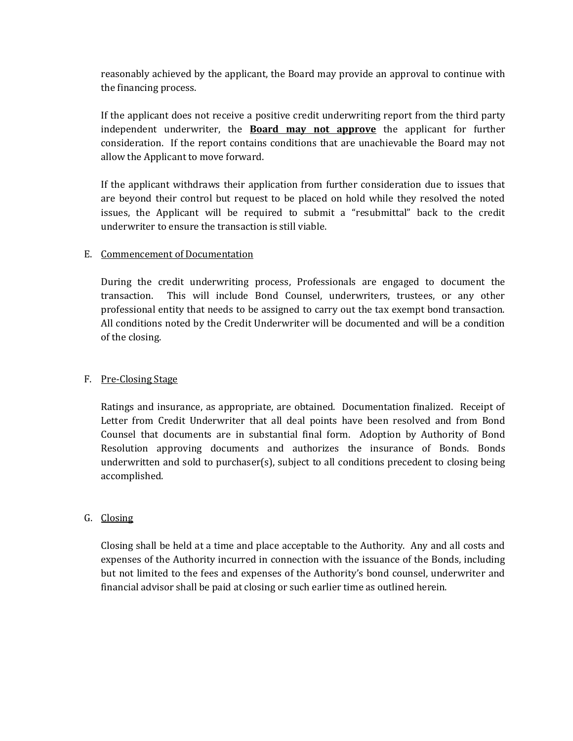reasonably achieved by the applicant, the Board may provide an approval to continue with the financing process.

If the applicant does not receive a positive credit underwriting report from the third party independent underwriter, the **Board may not approve** the applicant for further consideration. If the report contains conditions that are unachievable the Board may not allow the Applicant to move forward.

If the applicant withdraws their application from further consideration due to issues that are beyond their control but request to be placed on hold while they resolved the noted issues, the Applicant will be required to submit a "resubmittal" back to the credit underwriter to ensure the transaction is still viable.

E. Commencement of Documentation

During the credit underwriting process, Professionals are engaged to document the transaction. This will include Bond Counsel, underwriters, trustees, or any other professional entity that needs to be assigned to carry out the tax exempt bond transaction. All conditions noted by the Credit Underwriter will be documented and will be a condition of the closing.

F. Pre-Closing Stage

Ratings and insurance, as appropriate, are obtained. Documentation finalized. Receipt of Letter from Credit Underwriter that all deal points have been resolved and from Bond Counsel that documents are in substantial final form. Adoption by Authority of Bond Resolution approving documents and authorizes the insurance of Bonds. Bonds underwritten and sold to purchaser(s), subject to all conditions precedent to closing being accomplished.

G. Closing

Closing shall be held at a time and place acceptable to the Authority. Any and all costs and expenses of the Authority incurred in connection with the issuance of the Bonds, including but not limited to the fees and expenses of the Authority's bond counsel, underwriter and financial advisor shall be paid at closing or such earlier time as outlined herein.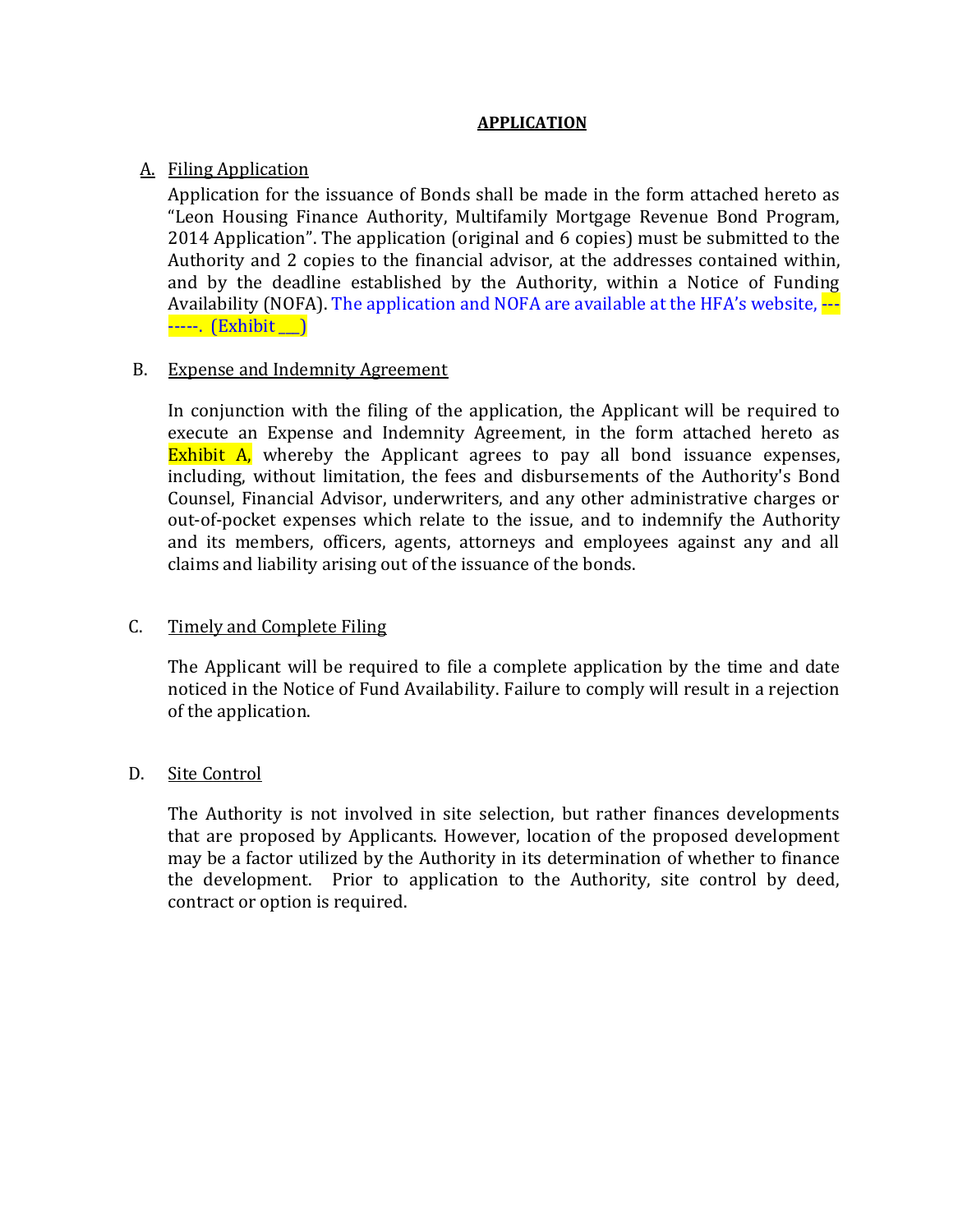**APPLICATION**

A. Filing Application

Application for the issuance of Bonds shall be made in the form attached hereto as "Leon Housing Finance Authority, Multifamily Mortgage Revenue Bond Program, 2014 Application". The application (original and 6 copies) must be submitted to the Authority and 2 copies to the financial advisor, at the addresses contained within, and by the deadline established by the Authority, within a Notice of Funding Availability (NOFA). The application and NOFA are available at the HFA's website, --------. (Exhibit ___)

B. Expense and Indemnity Agreement

In conjunction with the filing of the application, the Applicant will be required to execute an Expense and Indemnity Agreement, in the form attached hereto as Exhibit A, whereby the Applicant agrees to pay all bond issuance expenses, including, without limitation, the fees and disbursements of the Authority's Bond Counsel, Financial Advisor, underwriters, and any other administrative charges or out-of-pocket expenses which relate to the issue, and to indemnify the Authority and its members, officers, agents, attorneys and employees against any and all claims and liability arising out of the issuance of the bonds.

C. Timely and Complete Filing

The Applicant will be required to file a complete application by the time and date noticed in the Notice of Fund Availability. Failure to comply will result in a rejection of the application.

D. Site Control

The Authority is not involved in site selection, but rather finances developments that are proposed by Applicants. However, location of the proposed development may be a factor utilized by the Authority in its determination of whether to finance the development. Prior to application to the Authority, site control by deed, contract or option is required.